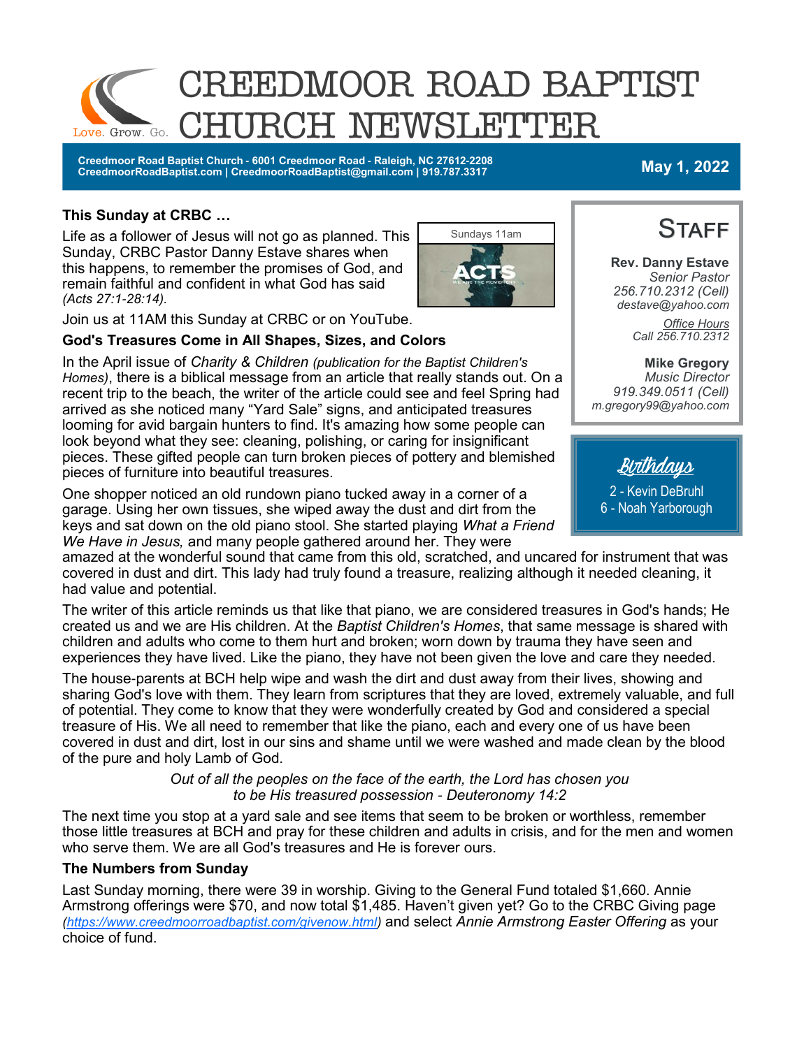# CREEDMOOR ROAD BAPTIST CHURCH NEWSLETTER

Love. Grow. Go.

**Creedmoor Road Baptist Church - 6001 Creedmoor Road - Raleigh, NC 27612-2208**
**CreedmoorRoadBaptist.com | CreedmoorRoadBaptist@gmail.com | 919.787.3317**

**May 1, 2022**

### This Sunday at CRBC …

Sundays 11am

ACTS

Life as a follower of Jesus will not go as planned. This Sunday, CRBC Pastor Danny Estave shares when this happens, to remember the promises of God, and remain faithful and confident in what God has said *(Acts 27:1-28:14).*

Join us at 11AM this Sunday at CRBC or on YouTube.

### God's Treasures Come in All Shapes, Sizes, and Colors

In the April issue of *Charity & Children (publication for the Baptist Children's Homes)*, there is a biblical message from an article that really stands out. On a recent trip to the beach, the writer of the article could see and feel Spring had arrived as she noticed many "Yard Sale" signs, and anticipated treasures looming for avid bargain hunters to find. It's amazing how some people can look beyond what they see: cleaning, polishing, or caring for insignificant pieces. These gifted people can turn broken pieces of pottery and blemished pieces of furniture into beautiful treasures.

One shopper noticed an old rundown piano tucked away in a corner of a garage. Using her own tissues, she wiped away the dust and dirt from the keys and sat down on the old piano stool. She started playing *What a Friend We Have in Jesus,* and many people gathered around her. They were amazed at the wonderful sound that came from this old, scratched, and uncared for instrument that was covered in dust and dirt. This lady had truly found a treasure, realizing although it needed cleaning, it had value and potential.

The writer of this article reminds us that like that piano, we are considered treasures in God's hands; He created us and we are His children. At the *Baptist Children's Homes*, that same message is shared with children and adults who come to them hurt and broken; worn down by trauma they have seen and experiences they have lived. Like the piano, they have not been given the love and care they needed.

The house-parents at BCH help wipe and wash the dirt and dust away from their lives, showing and sharing God's love with them. They learn from scriptures that they are loved, extremely valuable, and full of potential. They come to know that they were wonderfully created by God and considered a special treasure of His. We all need to remember that like the piano, each and every one of us have been covered in dust and dirt, lost in our sins and shame until we were washed and made clean by the blood of the pure and holy Lamb of God.

*Out of all the peoples on the face of the earth, the Lord has chosen you to be His treasured possession - Deuteronomy 14:2*

The next time you stop at a yard sale and see items that seem to be broken or worthless, remember those little treasures at BCH and pray for these children and adults in crisis, and for the men and women who serve them. We are all God's treasures and He is forever ours.

### The Numbers from Sunday

Last Sunday morning, there were 39 in worship. Giving to the General Fund totaled $1,660. Annie Armstrong offerings were $70, and now total $1,485. Haven't given yet? Go to the CRBC Giving page *(https://www.creedmoorroadbaptist.com/givenow.html)* and select *Annie Armstrong Easter Offering* as your choice of fund.

## Staff

**Rev. Danny Estave**
*Senior Pastor*
*256.710.2312 (Cell)*
*destave@yahoo.com*

*Office Hours*
*Call 256.710.2312*

**Mike Gregory**
*Music Director*
*919.349.0511 (Cell)*
*m.gregory99@yahoo.com*

## Birthdays

2 - Kevin DeBruhl
6 - Noah Yarborough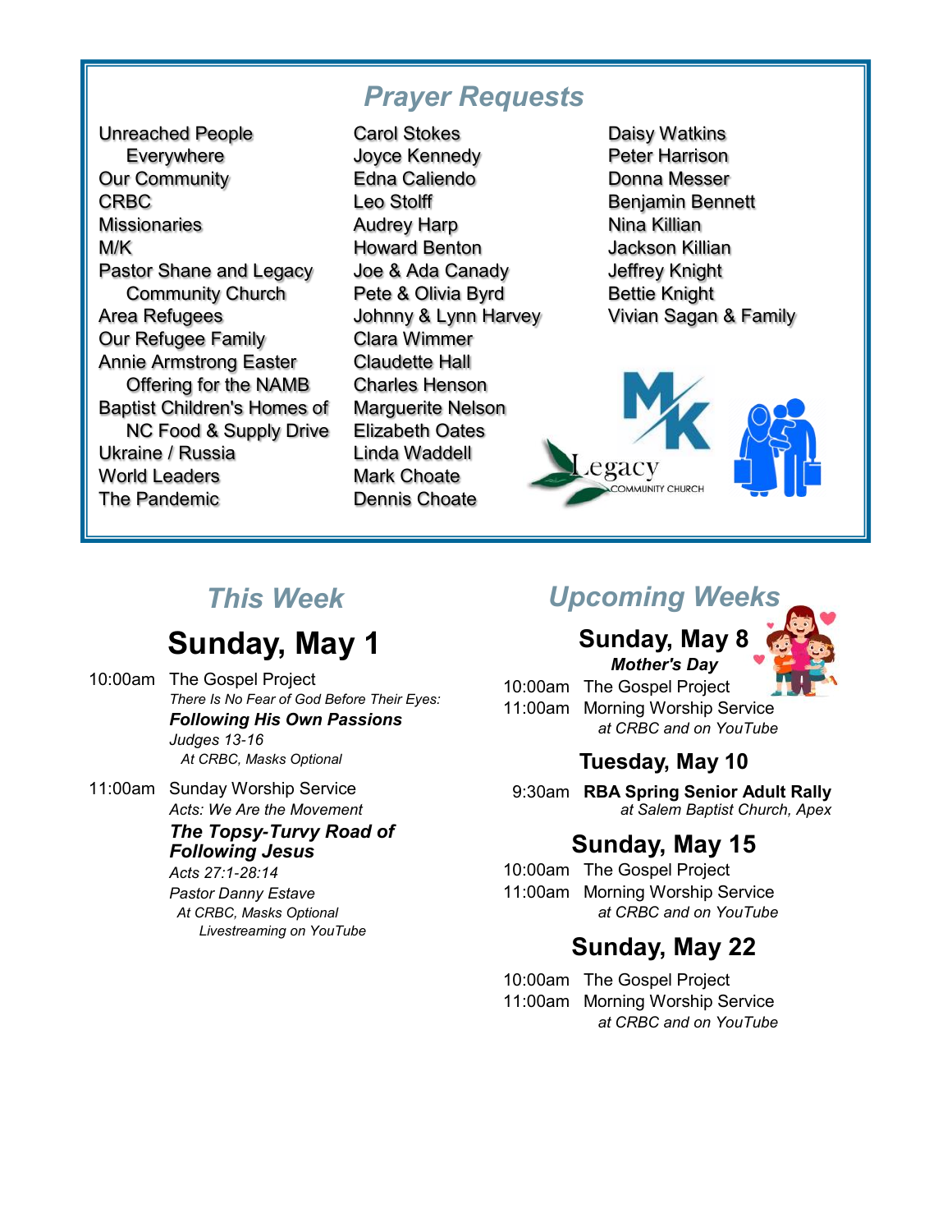## *Prayer Requests*

Unreached People Everywhere
Our Community
CRBC
Missionaries
M/K
Pastor Shane and Legacy Community Church
Area Refugees
Our Refugee Family
Annie Armstrong Easter Offering for the NAMB
Baptist Children's Homes of NC Food & Supply Drive
Ukraine / Russia
World Leaders
The Pandemic

Carol Stokes
Joyce Kennedy
Edna Caliendo
Leo Stolff
Audrey Harp
Howard Benton
Joe & Ada Canady
Pete & Olivia Byrd
Johnny & Lynn Harvey
Clara Wimmer
Claudette Hall
Charles Henson
Marguerite Nelson
Elizabeth Oates
Linda Waddell
Mark Choate
Dennis Choate

Daisy Watkins
Peter Harrison
Donna Messer
Benjamin Bennett
Nina Killian
Jackson Killian
Jeffrey Knight
Bettie Knight
Vivian Sagan & Family

## *This Week*

# Sunday, May 1

10:00am The Gospel Project
*There Is No Fear of God Before Their Eyes:*
***Following His Own Passions***
*Judges 13-16*
*At CRBC, Masks Optional*

11:00am Sunday Worship Service
*Acts: We Are the Movement*
***The Topsy-Turvy Road of Following Jesus***
*Acts 27:1-28:14*
*Pastor Danny Estave*
*At CRBC, Masks Optional*
*Livestreaming on YouTube*

## *Upcoming Weeks*

### Sunday, May 8
***Mother's Day***

10:00am The Gospel Project
11:00am Morning Worship Service
*at CRBC and on YouTube*

### Tuesday, May 10

9:30am **RBA Spring Senior Adult Rally**
*at Salem Baptist Church, Apex*

### Sunday, May 15

10:00am The Gospel Project
11:00am Morning Worship Service
*at CRBC and on YouTube*

### Sunday, May 22

10:00am The Gospel Project
11:00am Morning Worship Service
*at CRBC and on YouTube*